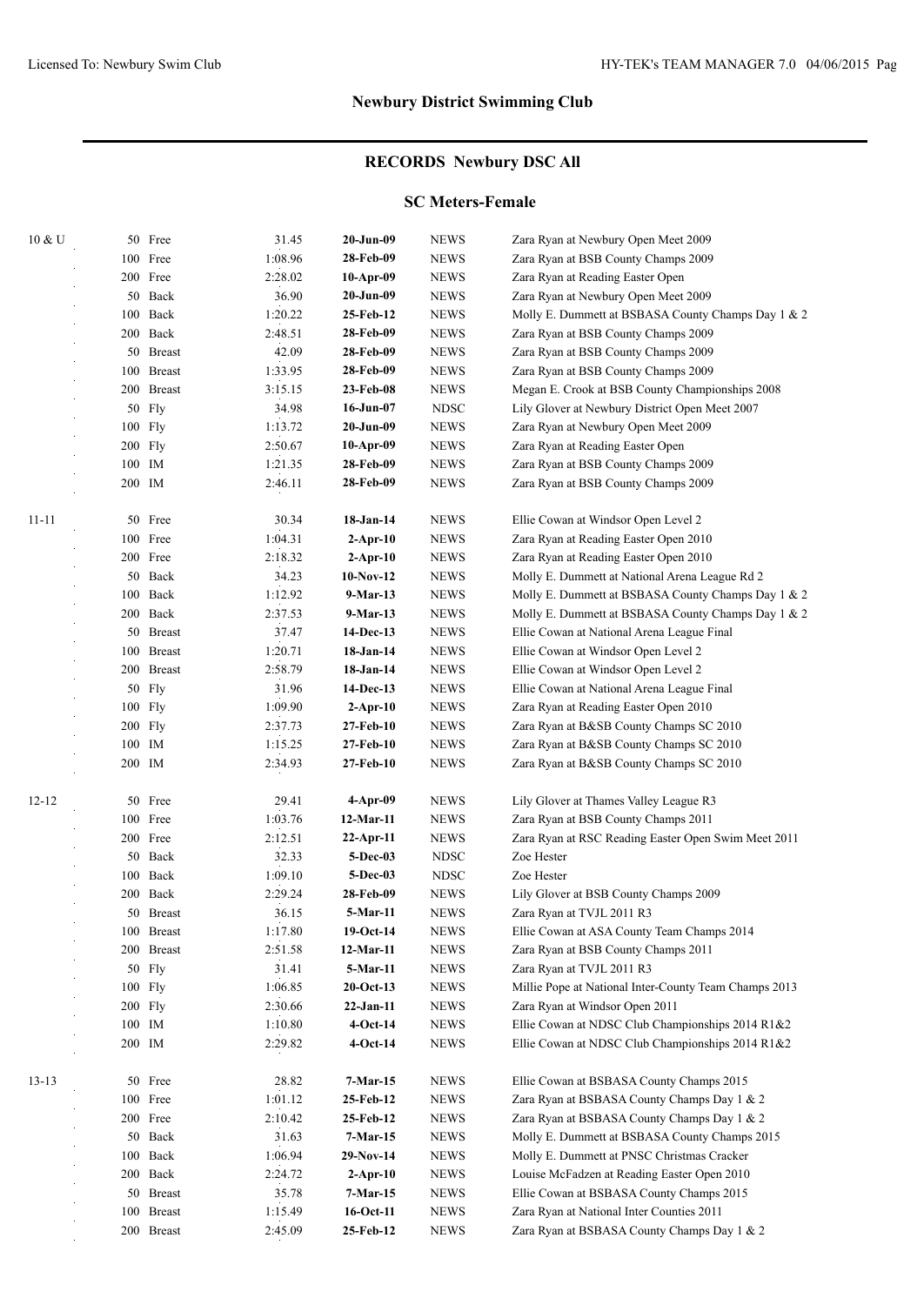## Newbury District Swimming Club

## RECORDS Newbury DSC All

### SC Meters-Female

| Age | Event | Time | Date | Team | Swimmer / Meet |
|---|---|---|---|---|---|
| 10 & U | 50 Free | 31.45 | **20-Jun-09** | NEWS | Zara Ryan at Newbury Open Meet 2009 |
| | 100 Free | 1:08.96 | **28-Feb-09** | NEWS | Zara Ryan at BSB County Champs 2009 |
| | 200 Free | 2:28.02 | **10-Apr-09** | NEWS | Zara Ryan at Reading Easter Open |
| | 50 Back | 36.90 | **20-Jun-09** | NEWS | Zara Ryan at Newbury Open Meet 2009 |
| | 100 Back | 1:20.22 | **25-Feb-12** | NEWS | Molly E. Dummett at BSBASA County Champs Day 1 & 2 |
| | 200 Back | 2:48.51 | **28-Feb-09** | NEWS | Zara Ryan at BSB County Champs 2009 |
| | 50 Breast | 42.09 | **28-Feb-09** | NEWS | Zara Ryan at BSB County Champs 2009 |
| | 100 Breast | 1:33.95 | **28-Feb-09** | NEWS | Zara Ryan at BSB County Champs 2009 |
| | 200 Breast | 3:15.15 | **23-Feb-08** | NEWS | Megan E. Crook at BSB County Championships 2008 |
| | 50 Fly | 34.98 | **16-Jun-07** | NDSC | Lily Glover at Newbury District Open Meet 2007 |
| | 100 Fly | 1:13.72 | **20-Jun-09** | NEWS | Zara Ryan at Newbury Open Meet 2009 |
| | 200 Fly | 2:50.67 | **10-Apr-09** | NEWS | Zara Ryan at Reading Easter Open |
| | 100 IM | 1:21.35 | **28-Feb-09** | NEWS | Zara Ryan at BSB County Champs 2009 |
| | 200 IM | 2:46.11 | **28-Feb-09** | NEWS | Zara Ryan at BSB County Champs 2009 |
| 11-11 | 50 Free | 30.34 | **18-Jan-14** | NEWS | Ellie Cowan at Windsor Open Level 2 |
| | 100 Free | 1:04.31 | **2-Apr-10** | NEWS | Zara Ryan at Reading Easter Open 2010 |
| | 200 Free | 2:18.32 | **2-Apr-10** | NEWS | Zara Ryan at Reading Easter Open 2010 |
| | 50 Back | 34.23 | **10-Nov-12** | NEWS | Molly E. Dummett at National Arena League Rd 2 |
| | 100 Back | 1:12.92 | **9-Mar-13** | NEWS | Molly E. Dummett at BSBASA County Champs Day 1 & 2 |
| | 200 Back | 2:37.53 | **9-Mar-13** | NEWS | Molly E. Dummett at BSBASA County Champs Day 1 & 2 |
| | 50 Breast | 37.47 | **14-Dec-13** | NEWS | Ellie Cowan at National Arena League Final |
| | 100 Breast | 1:20.71 | **18-Jan-14** | NEWS | Ellie Cowan at Windsor Open Level 2 |
| | 200 Breast | 2:58.79 | **18-Jan-14** | NEWS | Ellie Cowan at Windsor Open Level 2 |
| | 50 Fly | 31.96 | **14-Dec-13** | NEWS | Ellie Cowan at National Arena League Final |
| | 100 Fly | 1:09.90 | **2-Apr-10** | NEWS | Zara Ryan at Reading Easter Open 2010 |
| | 200 Fly | 2:37.73 | **27-Feb-10** | NEWS | Zara Ryan at B&SB County Champs SC 2010 |
| | 100 IM | 1:15.25 | **27-Feb-10** | NEWS | Zara Ryan at B&SB County Champs SC 2010 |
| | 200 IM | 2:34.93 | **27-Feb-10** | NEWS | Zara Ryan at B&SB County Champs SC 2010 |
| 12-12 | 50 Free | 29.41 | **4-Apr-09** | NEWS | Lily Glover at Thames Valley League R3 |
| | 100 Free | 1:03.76 | **12-Mar-11** | NEWS | Zara Ryan at BSB County Champs 2011 |
| | 200 Free | 2:12.51 | **22-Apr-11** | NEWS | Zara Ryan at RSC Reading Easter Open Swim Meet 2011 |
| | 50 Back | 32.33 | **5-Dec-03** | NDSC | Zoe Hester |
| | 100 Back | 1:09.10 | **5-Dec-03** | NDSC | Zoe Hester |
| | 200 Back | 2:29.24 | **28-Feb-09** | NEWS | Lily Glover at BSB County Champs 2009 |
| | 50 Breast | 36.15 | **5-Mar-11** | NEWS | Zara Ryan at TVJL 2011 R3 |
| | 100 Breast | 1:17.80 | **19-Oct-14** | NEWS | Ellie Cowan at ASA County Team Champs 2014 |
| | 200 Breast | 2:51.58 | **12-Mar-11** | NEWS | Zara Ryan at BSB County Champs 2011 |
| | 50 Fly | 31.41 | **5-Mar-11** | NEWS | Zara Ryan at TVJL 2011 R3 |
| | 100 Fly | 1:06.85 | **20-Oct-13** | NEWS | Millie Pope at National Inter-County Team Champs 2013 |
| | 200 Fly | 2:30.66 | **22-Jan-11** | NEWS | Zara Ryan at Windsor Open 2011 |
| | 100 IM | 1:10.80 | **4-Oct-14** | NEWS | Ellie Cowan at NDSC Club Championships 2014 R1&2 |
| | 200 IM | 2:29.82 | **4-Oct-14** | NEWS | Ellie Cowan at NDSC Club Championships 2014 R1&2 |
| 13-13 | 50 Free | 28.82 | **7-Mar-15** | NEWS | Ellie Cowan at BSBASA County Champs 2015 |
| | 100 Free | 1:01.12 | **25-Feb-12** | NEWS | Zara Ryan at BSBASA County Champs Day 1 & 2 |
| | 200 Free | 2:10.42 | **25-Feb-12** | NEWS | Zara Ryan at BSBASA County Champs Day 1 & 2 |
| | 50 Back | 31.63 | **7-Mar-15** | NEWS | Molly E. Dummett at BSBASA County Champs 2015 |
| | 100 Back | 1:06.94 | **29-Nov-14** | NEWS | Molly E. Dummett at PNSC Christmas Cracker |
| | 200 Back | 2:24.72 | **2-Apr-10** | NEWS | Louise McFadzen at Reading Easter Open 2010 |
| | 50 Breast | 35.78 | **7-Mar-15** | NEWS | Ellie Cowan at BSBASA County Champs 2015 |
| | 100 Breast | 1:15.49 | **16-Oct-11** | NEWS | Zara Ryan at National Inter Counties 2011 |
| | 200 Breast | 2:45.09 | **25-Feb-12** | NEWS | Zara Ryan at BSBASA County Champs Day 1 & 2 |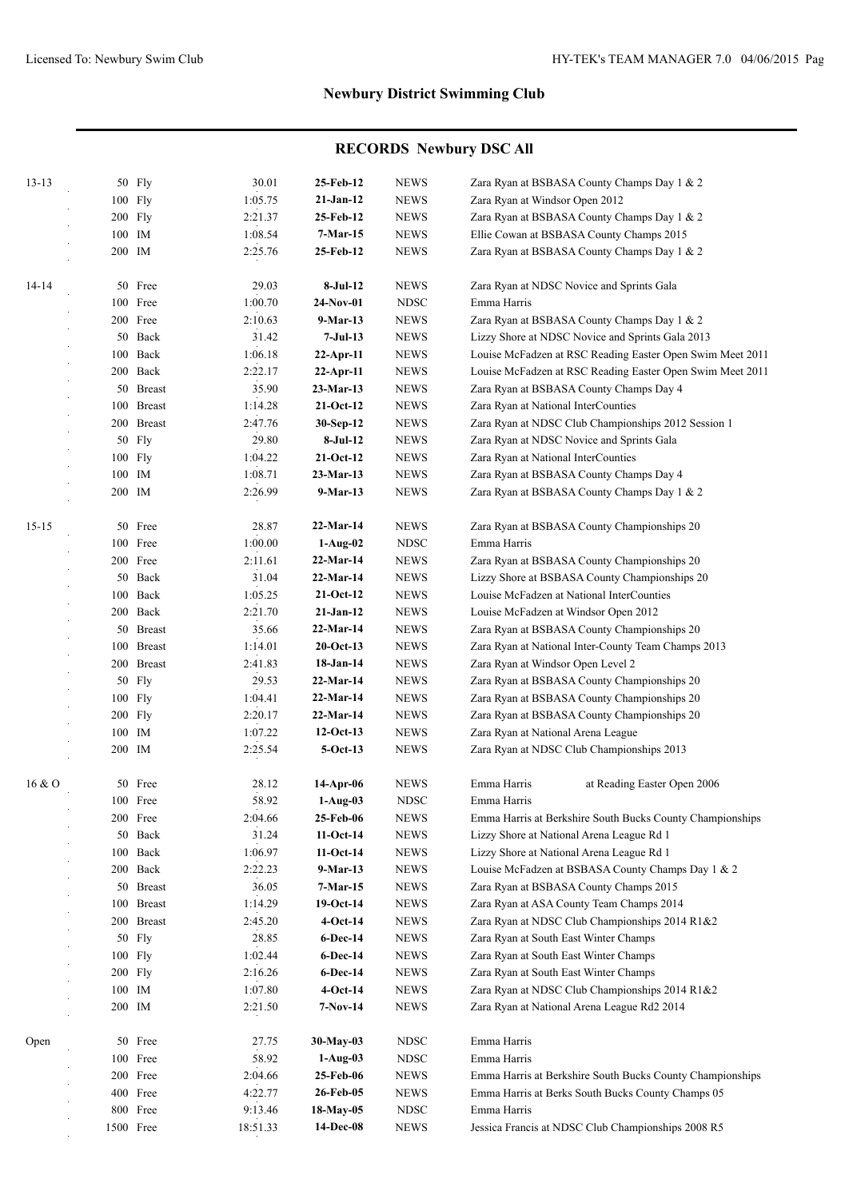## Newbury District Swimming Club

### RECORDS Newbury DSC All

| Age | Event | | Time | Date | Code | Swimmer / Meet |
|---|---|---|---|---|---|---|
| 13-13 | 50 | Fly | 30.01 | **25-Feb-12** | NEWS | Zara Ryan at BSBASA County Champs Day 1 & 2 |
| | 100 | Fly | 1:05.75 | **21-Jan-12** | NEWS | Zara Ryan at Windsor Open 2012 |
| | 200 | Fly | 2:21.37 | **25-Feb-12** | NEWS | Zara Ryan at BSBASA County Champs Day 1 & 2 |
| | 100 | IM | 1:08.54 | **7-Mar-15** | NEWS | Ellie Cowan at BSBASA County Champs 2015 |
| | 200 | IM | 2:25.76 | **25-Feb-12** | NEWS | Zara Ryan at BSBASA County Champs Day 1 & 2 |
| 14-14 | 50 | Free | 29.03 | **8-Jul-12** | NEWS | Zara Ryan at NDSC Novice and Sprints Gala |
| | 100 | Free | 1:00.70 | **24-Nov-01** | NDSC | Emma Harris |
| | 200 | Free | 2:10.63 | **9-Mar-13** | NEWS | Zara Ryan at BSBASA County Champs Day 1 & 2 |
| | 50 | Back | 31.42 | **7-Jul-13** | NEWS | Lizzy Shore at NDSC Novice and Sprints Gala 2013 |
| | 100 | Back | 1:06.18 | **22-Apr-11** | NEWS | Louise McFadzen at RSC Reading Easter Open Swim Meet 2011 |
| | 200 | Back | 2:22.17 | **22-Apr-11** | NEWS | Louise McFadzen at RSC Reading Easter Open Swim Meet 2011 |
| | 50 | Breast | 35.90 | **23-Mar-13** | NEWS | Zara Ryan at BSBASA County Champs Day 4 |
| | 100 | Breast | 1:14.28 | **21-Oct-12** | NEWS | Zara Ryan at National InterCounties |
| | 200 | Breast | 2:47.76 | **30-Sep-12** | NEWS | Zara Ryan at NDSC Club Championships 2012 Session 1 |
| | 50 | Fly | 29.80 | **8-Jul-12** | NEWS | Zara Ryan at NDSC Novice and Sprints Gala |
| | 100 | Fly | 1:04.22 | **21-Oct-12** | NEWS | Zara Ryan at National InterCounties |
| | 100 | IM | 1:08.71 | **23-Mar-13** | NEWS | Zara Ryan at BSBASA County Champs Day 4 |
| | 200 | IM | 2:26.99 | **9-Mar-13** | NEWS | Zara Ryan at BSBASA County Champs Day 1 & 2 |
| 15-15 | 50 | Free | 28.87 | **22-Mar-14** | NEWS | Zara Ryan at BSBASA County Championships 20 |
| | 100 | Free | 1:00.00 | **1-Aug-02** | NDSC | Emma Harris |
| | 200 | Free | 2:11.61 | **22-Mar-14** | NEWS | Zara Ryan at BSBASA County Championships 20 |
| | 50 | Back | 31.04 | **22-Mar-14** | NEWS | Lizzy Shore at BSBASA County Championships 20 |
| | 100 | Back | 1:05.25 | **21-Oct-12** | NEWS | Louise McFadzen at National InterCounties |
| | 200 | Back | 2:21.70 | **21-Jan-12** | NEWS | Louise McFadzen at Windsor Open 2012 |
| | 50 | Breast | 35.66 | **22-Mar-14** | NEWS | Zara Ryan at BSBASA County Championships 20 |
| | 100 | Breast | 1:14.01 | **20-Oct-13** | NEWS | Zara Ryan at National Inter-County Team Champs 2013 |
| | 200 | Breast | 2:41.83 | **18-Jan-14** | NEWS | Zara Ryan at Windsor Open Level 2 |
| | 50 | Fly | 29.53 | **22-Mar-14** | NEWS | Zara Ryan at BSBASA County Championships 20 |
| | 100 | Fly | 1:04.41 | **22-Mar-14** | NEWS | Zara Ryan at BSBASA County Championships 20 |
| | 200 | Fly | 2:20.17 | **22-Mar-14** | NEWS | Zara Ryan at BSBASA County Championships 20 |
| | 100 | IM | 1:07.22 | **12-Oct-13** | NEWS | Zara Ryan at National Arena League |
| | 200 | IM | 2:25.54 | **5-Oct-13** | NEWS | Zara Ryan at NDSC Club Championships 2013 |
| 16 & O | 50 | Free | 28.12 | **14-Apr-06** | NEWS | Emma Harris at Reading Easter Open 2006 |
| | 100 | Free | 58.92 | **1-Aug-03** | NDSC | Emma Harris |
| | 200 | Free | 2:04.66 | **25-Feb-06** | NEWS | Emma Harris at Berkshire South Bucks County Championships |
| | 50 | Back | 31.24 | **11-Oct-14** | NEWS | Lizzy Shore at National Arena League Rd 1 |
| | 100 | Back | 1:06.97 | **11-Oct-14** | NEWS | Lizzy Shore at National Arena League Rd 1 |
| | 200 | Back | 2:22.23 | **9-Mar-13** | NEWS | Louise McFadzen at BSBASA County Champs Day 1 & 2 |
| | 50 | Breast | 36.05 | **7-Mar-15** | NEWS | Zara Ryan at BSBASA County Champs 2015 |
| | 100 | Breast | 1:14.29 | **19-Oct-14** | NEWS | Zara Ryan at ASA County Team Champs 2014 |
| | 200 | Breast | 2:45.20 | **4-Oct-14** | NEWS | Zara Ryan at NDSC Club Championships 2014 R1&2 |
| | 50 | Fly | 28.85 | **6-Dec-14** | NEWS | Zara Ryan at South East Winter Champs |
| | 100 | Fly | 1:02.44 | **6-Dec-14** | NEWS | Zara Ryan at South East Winter Champs |
| | 200 | Fly | 2:16.26 | **6-Dec-14** | NEWS | Zara Ryan at South East Winter Champs |
| | 100 | IM | 1:07.80 | **4-Oct-14** | NEWS | Zara Ryan at NDSC Club Championships 2014 R1&2 |
| | 200 | IM | 2:21.50 | **7-Nov-14** | NEWS | Zara Ryan at National Arena League Rd2 2014 |
| Open | 50 | Free | 27.75 | **30-May-03** | NDSC | Emma Harris |
| | 100 | Free | 58.92 | **1-Aug-03** | NDSC | Emma Harris |
| | 200 | Free | 2:04.66 | **25-Feb-06** | NEWS | Emma Harris at Berkshire South Bucks County Championships |
| | 400 | Free | 4:22.77 | **26-Feb-05** | NEWS | Emma Harris at Berks South Bucks County Champs 05 |
| | 800 | Free | 9:13.46 | **18-May-05** | NDSC | Emma Harris |
| | 1500 | Free | 18:51.33 | **14-Dec-08** | NEWS | Jessica Francis at NDSC Club Championships 2008 R5 |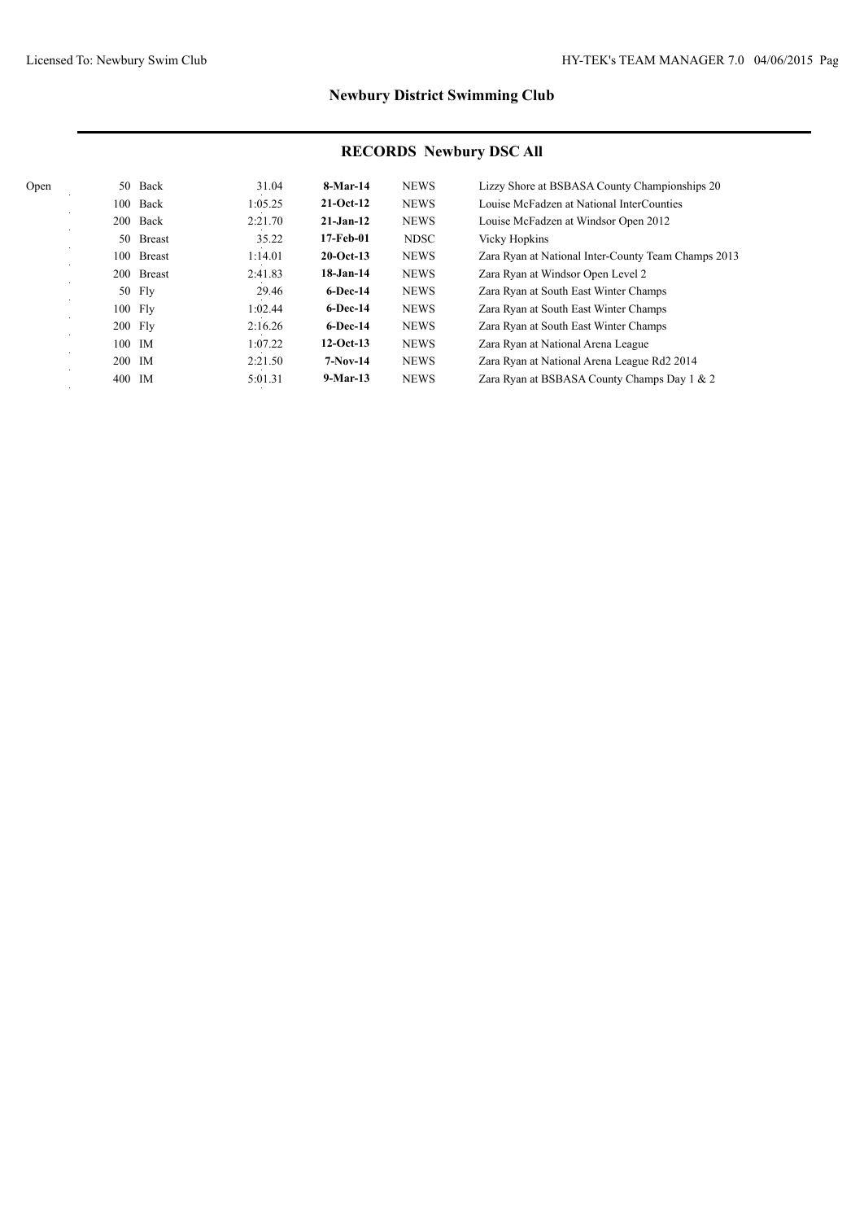## Newbury District Swimming Club

## RECORDS Newbury DSC All

| | | | | | | |
|---|---|---|---|---|---|---|
| Open | 50 | Back | 31.04 | **8-Mar-14** | NEWS | Lizzy Shore at BSBASA County Championships 20 |
| | 100 | Back | 1:05.25 | **21-Oct-12** | NEWS | Louise McFadzen at National InterCounties |
| | 200 | Back | 2:21.70 | **21-Jan-12** | NEWS | Louise McFadzen at Windsor Open 2012 |
| | 50 | Breast | 35.22 | **17-Feb-01** | NDSC | Vicky Hopkins |
| | 100 | Breast | 1:14.01 | **20-Oct-13** | NEWS | Zara Ryan at National Inter-County Team Champs 2013 |
| | 200 | Breast | 2:41.83 | **18-Jan-14** | NEWS | Zara Ryan at Windsor Open Level 2 |
| | 50 | Fly | 29.46 | **6-Dec-14** | NEWS | Zara Ryan at South East Winter Champs |
| | 100 | Fly | 1:02.44 | **6-Dec-14** | NEWS | Zara Ryan at South East Winter Champs |
| | 200 | Fly | 2:16.26 | **6-Dec-14** | NEWS | Zara Ryan at South East Winter Champs |
| | 100 | IM | 1:07.22 | **12-Oct-13** | NEWS | Zara Ryan at National Arena League |
| | 200 | IM | 2:21.50 | **7-Nov-14** | NEWS | Zara Ryan at National Arena League Rd2 2014 |
| | 400 | IM | 5:01.31 | **9-Mar-13** | NEWS | Zara Ryan at BSBASA County Champs Day 1 & 2 |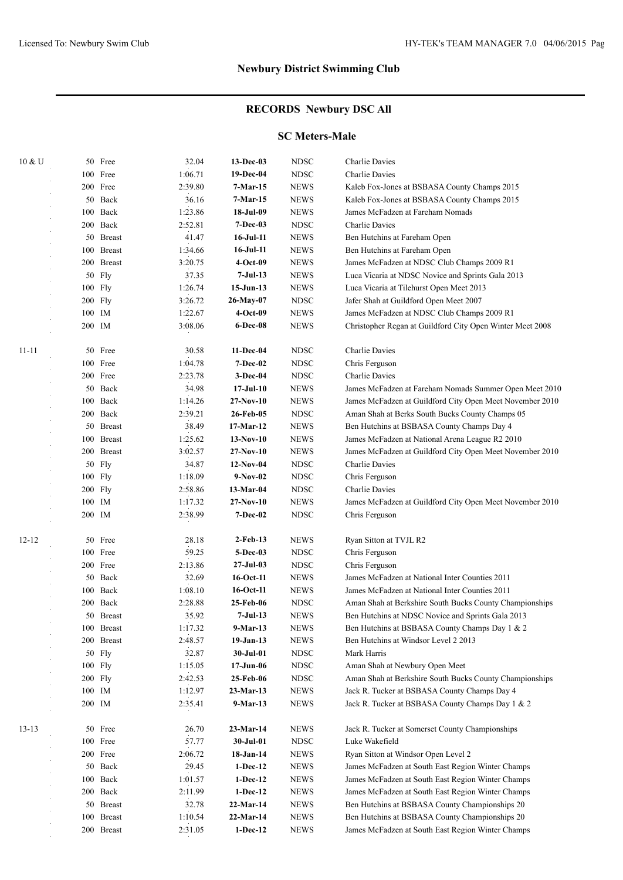## Newbury District Swimming Club

### RECORDS Newbury DSC All

### SC Meters-Male

| Age | Event | Time | Date | Club | Swimmer / Meet |
|---|---|---|---|---|---|
| 10 & U | 50 Free | 32.04 | **13-Dec-03** | NDSC | Charlie Davies |
| | 100 Free | 1:06.71 | **19-Dec-04** | NDSC | Charlie Davies |
| | 200 Free | 2:39.80 | **7-Mar-15** | NEWS | Kaleb Fox-Jones at BSBASA County Champs 2015 |
| | 50 Back | 36.16 | **7-Mar-15** | NEWS | Kaleb Fox-Jones at BSBASA County Champs 2015 |
| | 100 Back | 1:23.86 | **18-Jul-09** | NEWS | James McFadzen at Fareham Nomads |
| | 200 Back | 2:52.81 | **7-Dec-03** | NDSC | Charlie Davies |
| | 50 Breast | 41.47 | **16-Jul-11** | NEWS | Ben Hutchins at Fareham Open |
| | 100 Breast | 1:34.66 | **16-Jul-11** | NEWS | Ben Hutchins at Fareham Open |
| | 200 Breast | 3:20.75 | **4-Oct-09** | NEWS | James McFadzen at NDSC Club Champs 2009 R1 |
| | 50 Fly | 37.35 | **7-Jul-13** | NEWS | Luca Vicaria at NDSC Novice and Sprints Gala 2013 |
| | 100 Fly | 1:26.74 | **15-Jun-13** | NEWS | Luca Vicaria at Tilehurst Open Meet 2013 |
| | 200 Fly | 3:26.72 | **26-May-07** | NDSC | Jafer Shah at Guildford Open Meet 2007 |
| | 100 IM | 1:22.67 | **4-Oct-09** | NEWS | James McFadzen at NDSC Club Champs 2009 R1 |
| | 200 IM | 3:08.06 | **6-Dec-08** | NEWS | Christopher Regan at Guildford City Open Winter Meet 2008 |
| 11-11 | 50 Free | 30.58 | **11-Dec-04** | NDSC | Charlie Davies |
| | 100 Free | 1:04.78 | **7-Dec-02** | NDSC | Chris Ferguson |
| | 200 Free | 2:23.78 | **3-Dec-04** | NDSC | Charlie Davies |
| | 50 Back | 34.98 | **17-Jul-10** | NEWS | James McFadzen at Fareham Nomads Summer Open Meet 2010 |
| | 100 Back | 1:14.26 | **27-Nov-10** | NEWS | James McFadzen at Guildford City Open Meet November 2010 |
| | 200 Back | 2:39.21 | **26-Feb-05** | NDSC | Aman Shah at Berks South Bucks County Champs 05 |
| | 50 Breast | 38.49 | **17-Mar-12** | NEWS | Ben Hutchins at BSBASA County Champs Day 4 |
| | 100 Breast | 1:25.62 | **13-Nov-10** | NEWS | James McFadzen at National Arena League R2 2010 |
| | 200 Breast | 3:02.57 | **27-Nov-10** | NEWS | James McFadzen at Guildford City Open Meet November 2010 |
| | 50 Fly | 34.87 | **12-Nov-04** | NDSC | Charlie Davies |
| | 100 Fly | 1:18.09 | **9-Nov-02** | NDSC | Chris Ferguson |
| | 200 Fly | 2:58.86 | **13-Mar-04** | NDSC | Charlie Davies |
| | 100 IM | 1:17.32 | **27-Nov-10** | NEWS | James McFadzen at Guildford City Open Meet November 2010 |
| | 200 IM | 2:38.99 | **7-Dec-02** | NDSC | Chris Ferguson |
| 12-12 | 50 Free | 28.18 | **2-Feb-13** | NEWS | Ryan Sitton at TVJL R2 |
| | 100 Free | 59.25 | **5-Dec-03** | NDSC | Chris Ferguson |
| | 200 Free | 2:13.86 | **27-Jul-03** | NDSC | Chris Ferguson |
| | 50 Back | 32.69 | **16-Oct-11** | NEWS | James McFadzen at National Inter Counties 2011 |
| | 100 Back | 1:08.10 | **16-Oct-11** | NEWS | James McFadzen at National Inter Counties 2011 |
| | 200 Back | 2:28.88 | **25-Feb-06** | NDSC | Aman Shah at Berkshire South Bucks County Championships |
| | 50 Breast | 35.92 | **7-Jul-13** | NEWS | Ben Hutchins at NDSC Novice and Sprints Gala 2013 |
| | 100 Breast | 1:17.32 | **9-Mar-13** | NEWS | Ben Hutchins at BSBASA County Champs Day 1 & 2 |
| | 200 Breast | 2:48.57 | **19-Jan-13** | NEWS | Ben Hutchins at Windsor Level 2 2013 |
| | 50 Fly | 32.87 | **30-Jul-01** | NDSC | Mark Harris |
| | 100 Fly | 1:15.05 | **17-Jun-06** | NDSC | Aman Shah at Newbury Open Meet |
| | 200 Fly | 2:42.53 | **25-Feb-06** | NDSC | Aman Shah at Berkshire South Bucks County Championships |
| | 100 IM | 1:12.97 | **23-Mar-13** | NEWS | Jack R. Tucker at BSBASA County Champs Day 4 |
| | 200 IM | 2:35.41 | **9-Mar-13** | NEWS | Jack R. Tucker at BSBASA County Champs Day 1 & 2 |
| 13-13 | 50 Free | 26.70 | **23-Mar-14** | NEWS | Jack R. Tucker at Somerset County Championships |
| | 100 Free | 57.77 | **30-Jul-01** | NDSC | Luke Wakefield |
| | 200 Free | 2:06.72 | **18-Jan-14** | NEWS | Ryan Sitton at Windsor Open Level 2 |
| | 50 Back | 29.45 | **1-Dec-12** | NEWS | James McFadzen at South East Region Winter Champs |
| | 100 Back | 1:01.57 | **1-Dec-12** | NEWS | James McFadzen at South East Region Winter Champs |
| | 200 Back | 2:11.99 | **1-Dec-12** | NEWS | James McFadzen at South East Region Winter Champs |
| | 50 Breast | 32.78 | **22-Mar-14** | NEWS | Ben Hutchins at BSBASA County Championships 20 |
| | 100 Breast | 1:10.54 | **22-Mar-14** | NEWS | Ben Hutchins at BSBASA County Championships 20 |
| | 200 Breast | 2:31.05 | **1-Dec-12** | NEWS | James McFadzen at South East Region Winter Champs |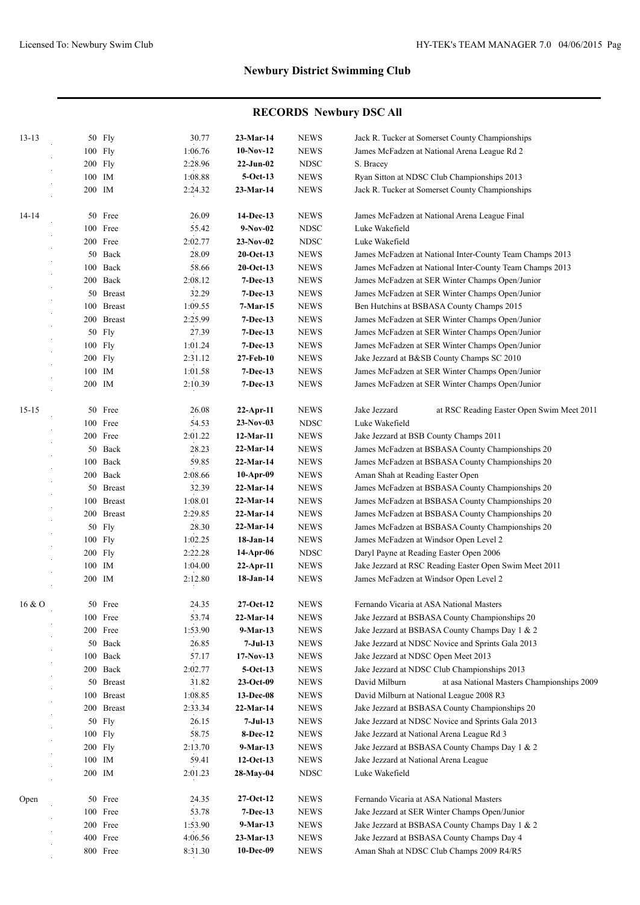# Newbury District Swimming Club

## RECORDS Newbury DSC All

| Age | Event | Time | Date | Course | Holder / Meet |
|---|---|---|---|---|---|
| 13-13 | 50 Fly | 30.77 | **23-Mar-14** | NEWS | Jack R. Tucker at Somerset County Championships |
| | 100 Fly | 1:06.76 | **10-Nov-12** | NEWS | James McFadzen at National Arena League Rd 2 |
| | 200 Fly | 2:28.96 | **22-Jun-02** | NDSC | S. Bracey |
| | 100 IM | 1:08.88 | **5-Oct-13** | NEWS | Ryan Sitton at NDSC Club Championships 2013 |
| | 200 IM | 2:24.32 | **23-Mar-14** | NEWS | Jack R. Tucker at Somerset County Championships |
| 14-14 | 50 Free | 26.09 | **14-Dec-13** | NEWS | James McFadzen at National Arena League Final |
| | 100 Free | 55.42 | **9-Nov-02** | NDSC | Luke Wakefield |
| | 200 Free | 2:02.77 | **23-Nov-02** | NDSC | Luke Wakefield |
| | 50 Back | 28.09 | **20-Oct-13** | NEWS | James McFadzen at National Inter-County Team Champs 2013 |
| | 100 Back | 58.66 | **20-Oct-13** | NEWS | James McFadzen at National Inter-County Team Champs 2013 |
| | 200 Back | 2:08.12 | **7-Dec-13** | NEWS | James McFadzen at SER Winter Champs Open/Junior |
| | 50 Breast | 32.29 | **7-Dec-13** | NEWS | James McFadzen at SER Winter Champs Open/Junior |
| | 100 Breast | 1:09.55 | **7-Mar-15** | NEWS | Ben Hutchins at BSBASA County Champs 2015 |
| | 200 Breast | 2:25.99 | **7-Dec-13** | NEWS | James McFadzen at SER Winter Champs Open/Junior |
| | 50 Fly | 27.39 | **7-Dec-13** | NEWS | James McFadzen at SER Winter Champs Open/Junior |
| | 100 Fly | 1:01.24 | **7-Dec-13** | NEWS | James McFadzen at SER Winter Champs Open/Junior |
| | 200 Fly | 2:31.12 | **27-Feb-10** | NEWS | Jake Jezzard at B&SB County Champs SC 2010 |
| | 100 IM | 1:01.58 | **7-Dec-13** | NEWS | James McFadzen at SER Winter Champs Open/Junior |
| | 200 IM | 2:10.39 | **7-Dec-13** | NEWS | James McFadzen at SER Winter Champs Open/Junior |
| 15-15 | 50 Free | 26.08 | **22-Apr-11** | NEWS | Jake Jezzard at RSC Reading Easter Open Swim Meet 2011 |
| | 100 Free | 54.53 | **23-Nov-03** | NDSC | Luke Wakefield |
| | 200 Free | 2:01.22 | **12-Mar-11** | NEWS | Jake Jezzard at BSB County Champs 2011 |
| | 50 Back | 28.23 | **22-Mar-14** | NEWS | James McFadzen at BSBASA County Championships 20 |
| | 100 Back | 59.85 | **22-Mar-14** | NEWS | James McFadzen at BSBASA County Championships 20 |
| | 200 Back | 2:08.66 | **10-Apr-09** | NEWS | Aman Shah at Reading Easter Open |
| | 50 Breast | 32.39 | **22-Mar-14** | NEWS | James McFadzen at BSBASA County Championships 20 |
| | 100 Breast | 1:08.01 | **22-Mar-14** | NEWS | James McFadzen at BSBASA County Championships 20 |
| | 200 Breast | 2:29.85 | **22-Mar-14** | NEWS | James McFadzen at BSBASA County Championships 20 |
| | 50 Fly | 28.30 | **22-Mar-14** | NEWS | James McFadzen at BSBASA County Championships 20 |
| | 100 Fly | 1:02.25 | **18-Jan-14** | NEWS | James McFadzen at Windsor Open Level 2 |
| | 200 Fly | 2:22.28 | **14-Apr-06** | NDSC | Daryl Payne at Reading Easter Open 2006 |
| | 100 IM | 1:04.00 | **22-Apr-11** | NEWS | Jake Jezzard at RSC Reading Easter Open Swim Meet 2011 |
| | 200 IM | 2:12.80 | **18-Jan-14** | NEWS | James McFadzen at Windsor Open Level 2 |
| 16 & O | 50 Free | 24.35 | **27-Oct-12** | NEWS | Fernando Vicaria at ASA National Masters |
| | 100 Free | 53.74 | **22-Mar-14** | NEWS | Jake Jezzard at BSBASA County Championships 20 |
| | 200 Free | 1:53.90 | **9-Mar-13** | NEWS | Jake Jezzard at BSBASA County Champs Day 1 & 2 |
| | 50 Back | 26.85 | **7-Jul-13** | NEWS | Jake Jezzard at NDSC Novice and Sprints Gala 2013 |
| | 100 Back | 57.17 | **17-Nov-13** | NEWS | Jake Jezzard at NDSC Open Meet 2013 |
| | 200 Back | 2:02.77 | **5-Oct-13** | NEWS | Jake Jezzard at NDSC Club Championships 2013 |
| | 50 Breast | 31.82 | **23-Oct-09** | NEWS | David Milburn at asa National Masters Championships 2009 |
| | 100 Breast | 1:08.85 | **13-Dec-08** | NEWS | David Milburn at National League 2008 R3 |
| | 200 Breast | 2:33.34 | **22-Mar-14** | NEWS | Jake Jezzard at BSBASA County Championships 20 |
| | 50 Fly | 26.15 | **7-Jul-13** | NEWS | Jake Jezzard at NDSC Novice and Sprints Gala 2013 |
| | 100 Fly | 58.75 | **8-Dec-12** | NEWS | Jake Jezzard at National Arena League Rd 3 |
| | 200 Fly | 2:13.70 | **9-Mar-13** | NEWS | Jake Jezzard at BSBASA County Champs Day 1 & 2 |
| | 100 IM | 59.41 | **12-Oct-13** | NEWS | Jake Jezzard at National Arena League |
| | 200 IM | 2:01.23 | **28-May-04** | NDSC | Luke Wakefield |
| Open | 50 Free | 24.35 | **27-Oct-12** | NEWS | Fernando Vicaria at ASA National Masters |
| | 100 Free | 53.78 | **7-Dec-13** | NEWS | Jake Jezzard at SER Winter Champs Open/Junior |
| | 200 Free | 1:53.90 | **9-Mar-13** | NEWS | Jake Jezzard at BSBASA County Champs Day 1 & 2 |
| | 400 Free | 4:06.56 | **23-Mar-13** | NEWS | Jake Jezzard at BSBASA County Champs Day 4 |
| | 800 Free | 8:31.30 | **10-Dec-09** | NEWS | Aman Shah at NDSC Club Champs 2009 R4/R5 |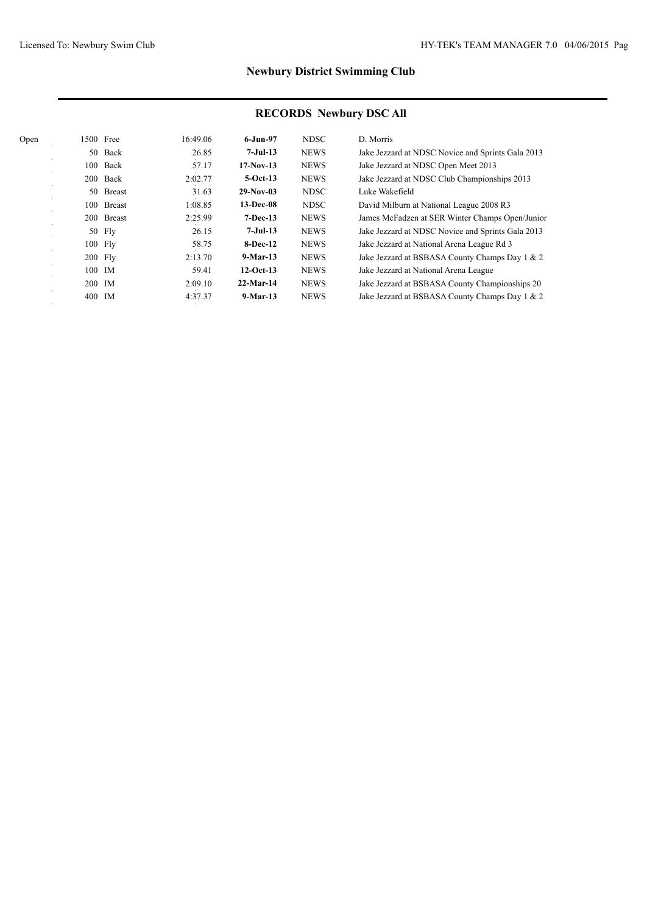## Newbury District Swimming Club

### RECORDS Newbury DSC All

| | | | | | | |
|---|---|---|---|---|---|---|
| Open | 1500 | Free | 16:49.06 | **6-Jun-97** | NDSC | D. Morris |
| | 50 | Back | 26.85 | **7-Jul-13** | NEWS | Jake Jezzard at NDSC Novice and Sprints Gala 2013 |
| | 100 | Back | 57.17 | **17-Nov-13** | NEWS | Jake Jezzard at NDSC Open Meet 2013 |
| | 200 | Back | 2:02.77 | **5-Oct-13** | NEWS | Jake Jezzard at NDSC Club Championships 2013 |
| | 50 | Breast | 31.63 | **29-Nov-03** | NDSC | Luke Wakefield |
| | 100 | Breast | 1:08.85 | **13-Dec-08** | NDSC | David Milburn at National League 2008 R3 |
| | 200 | Breast | 2:25.99 | **7-Dec-13** | NEWS | James McFadzen at SER Winter Champs Open/Junior |
| | 50 | Fly | 26.15 | **7-Jul-13** | NEWS | Jake Jezzard at NDSC Novice and Sprints Gala 2013 |
| | 100 | Fly | 58.75 | **8-Dec-12** | NEWS | Jake Jezzard at National Arena League Rd 3 |
| | 200 | Fly | 2:13.70 | **9-Mar-13** | NEWS | Jake Jezzard at BSBASA County Champs Day 1 & 2 |
| | 100 | IM | 59.41 | **12-Oct-13** | NEWS | Jake Jezzard at National Arena League |
| | 200 | IM | 2:09.10 | **22-Mar-14** | NEWS | Jake Jezzard at BSBASA County Championships 20 |
| | 400 | IM | 4:37.37 | **9-Mar-13** | NEWS | Jake Jezzard at BSBASA County Champs Day 1 & 2 |